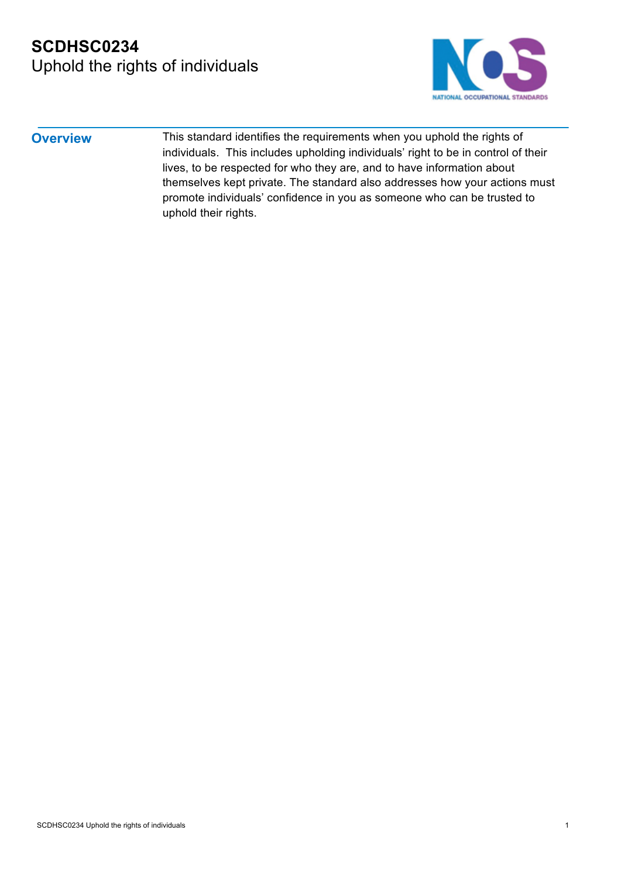# SCDHSC0234
## Uphold the rights of individuals

| **Overview** | This standard identifies the requirements when you uphold the rights of individuals.  This includes upholding individuals' right to be in control of their lives, to be respected for who they are, and to have information about themselves kept private. The standard also addresses how your actions must promote individuals' confidence in you as someone who can be trusted to uphold their rights. |
|---|---|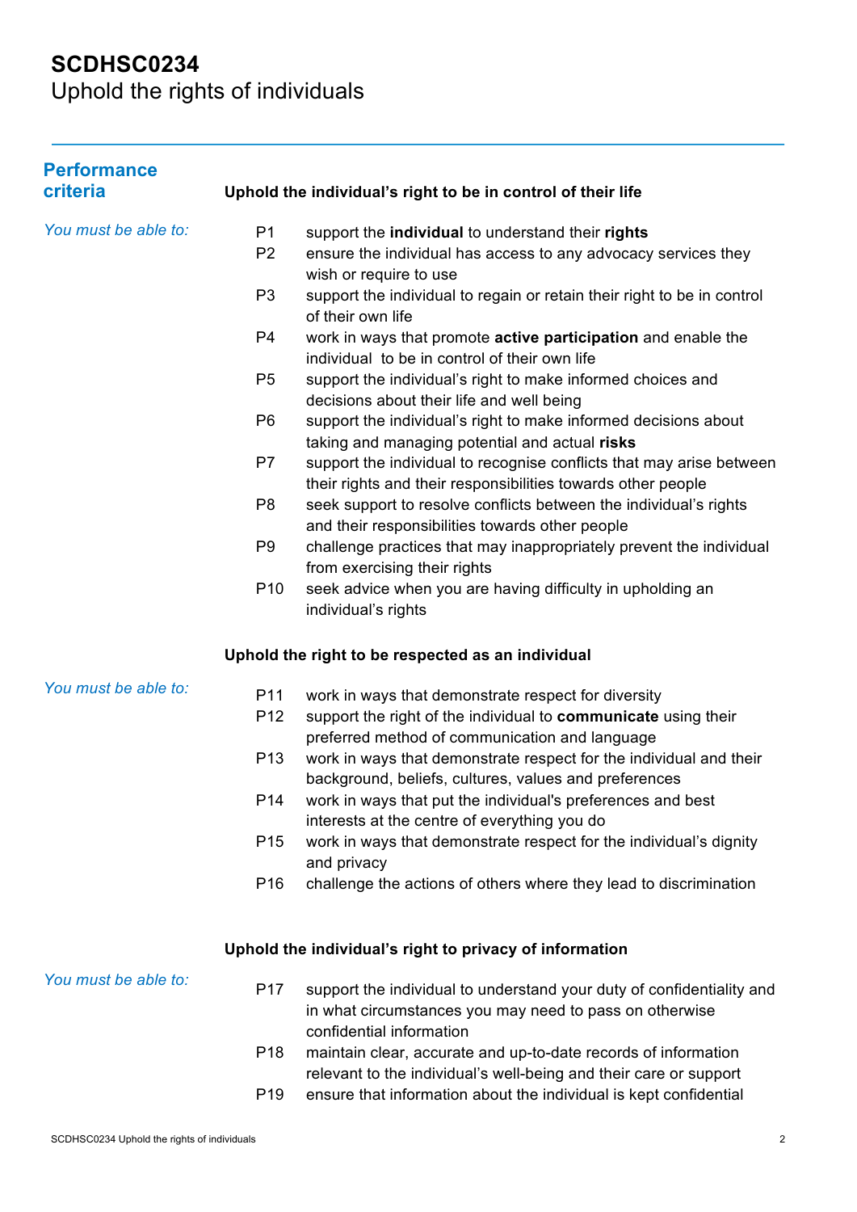# SCDHSC0234
Uphold the rights of individuals

## Performance criteria

### Uphold the individual's right to be in control of their life

*You must be able to:*

- P1 support the **individual** to understand their **rights**
- P2 ensure the individual has access to any advocacy services they wish or require to use
- P3 support the individual to regain or retain their right to be in control of their own life
- P4 work in ways that promote **active participation** and enable the individual to be in control of their own life
- P5 support the individual's right to make informed choices and decisions about their life and well being
- P6 support the individual's right to make informed decisions about taking and managing potential and actual **risks**
- P7 support the individual to recognise conflicts that may arise between their rights and their responsibilities towards other people
- P8 seek support to resolve conflicts between the individual's rights and their responsibilities towards other people
- P9 challenge practices that may inappropriately prevent the individual from exercising their rights
- P10 seek advice when you are having difficulty in upholding an individual's rights

### Uphold the right to be respected as an individual

*You must be able to:*

- P11 work in ways that demonstrate respect for diversity
- P12 support the right of the individual to **communicate** using their preferred method of communication and language
- P13 work in ways that demonstrate respect for the individual and their background, beliefs, cultures, values and preferences
- P14 work in ways that put the individual's preferences and best interests at the centre of everything you do
- P15 work in ways that demonstrate respect for the individual's dignity and privacy
- P16 challenge the actions of others where they lead to discrimination

### Uphold the individual's right to privacy of information

*You must be able to:*

- P17 support the individual to understand your duty of confidentiality and in what circumstances you may need to pass on otherwise confidential information
- P18 maintain clear, accurate and up-to-date records of information relevant to the individual's well-being and their care or support
- P19 ensure that information about the individual is kept confidential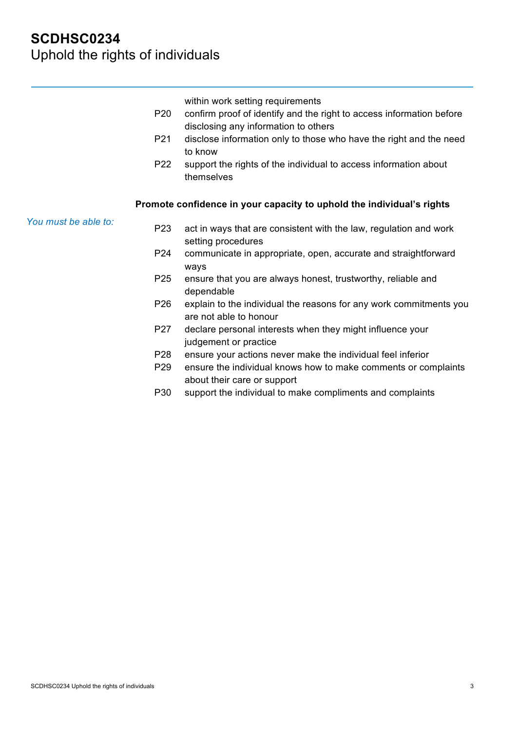within work setting requirements

- P20 confirm proof of identify and the right to access information before disclosing any information to others
- P21 disclose information only to those who have the right and the need to know
- P22 support the rights of the individual to access information about themselves

**Promote confidence in your capacity to uphold the individual's rights**

*You must be able to:*

- P23 act in ways that are consistent with the law, regulation and work setting procedures
- P24 communicate in appropriate, open, accurate and straightforward ways
- P25 ensure that you are always honest, trustworthy, reliable and dependable
- P26 explain to the individual the reasons for any work commitments you are not able to honour
- P27 declare personal interests when they might influence your judgement or practice
- P28 ensure your actions never make the individual feel inferior
- P29 ensure the individual knows how to make comments or complaints about their care or support
- P30 support the individual to make compliments and complaints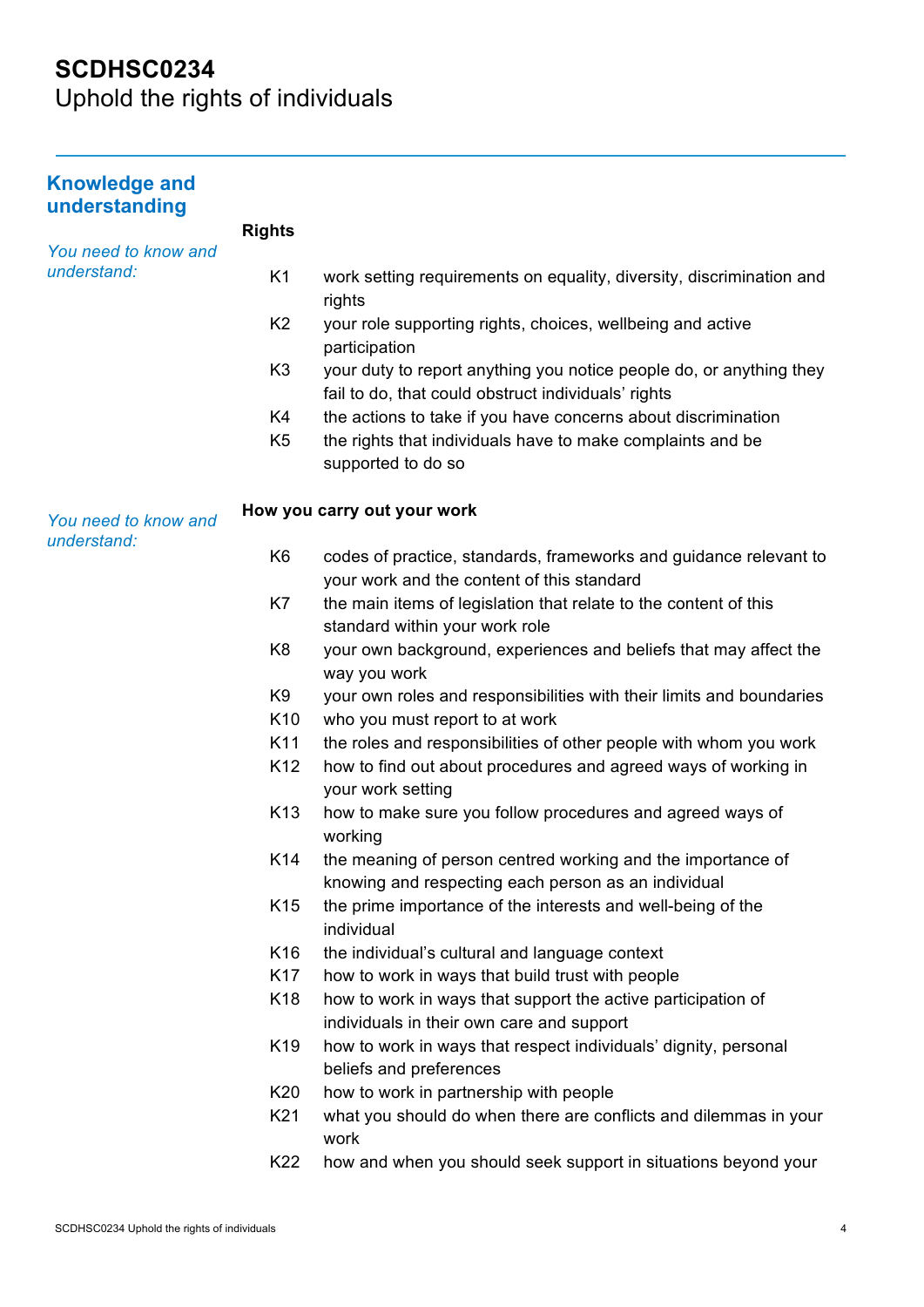# SCDHSC0234
Uphold the rights of individuals

## Knowledge and understanding

*You need to know and understand:*

**Rights**

- K1 work setting requirements on equality, diversity, discrimination and rights
- K2 your role supporting rights, choices, wellbeing and active participation
- K3 your duty to report anything you notice people do, or anything they fail to do, that could obstruct individuals' rights
- K4 the actions to take if you have concerns about discrimination
- K5 the rights that individuals have to make complaints and be supported to do so

*You need to know and understand:*

**How you carry out your work**

- K6 codes of practice, standards, frameworks and guidance relevant to your work and the content of this standard
- K7 the main items of legislation that relate to the content of this standard within your work role
- K8 your own background, experiences and beliefs that may affect the way you work
- K9 your own roles and responsibilities with their limits and boundaries
- K10 who you must report to at work
- K11 the roles and responsibilities of other people with whom you work
- K12 how to find out about procedures and agreed ways of working in your work setting
- K13 how to make sure you follow procedures and agreed ways of working
- K14 the meaning of person centred working and the importance of knowing and respecting each person as an individual
- K15 the prime importance of the interests and well-being of the individual
- K16 the individual's cultural and language context
- K17 how to work in ways that build trust with people
- K18 how to work in ways that support the active participation of individuals in their own care and support
- K19 how to work in ways that respect individuals' dignity, personal beliefs and preferences
- K20 how to work in partnership with people
- K21 what you should do when there are conflicts and dilemmas in your work
- K22 how and when you should seek support in situations beyond your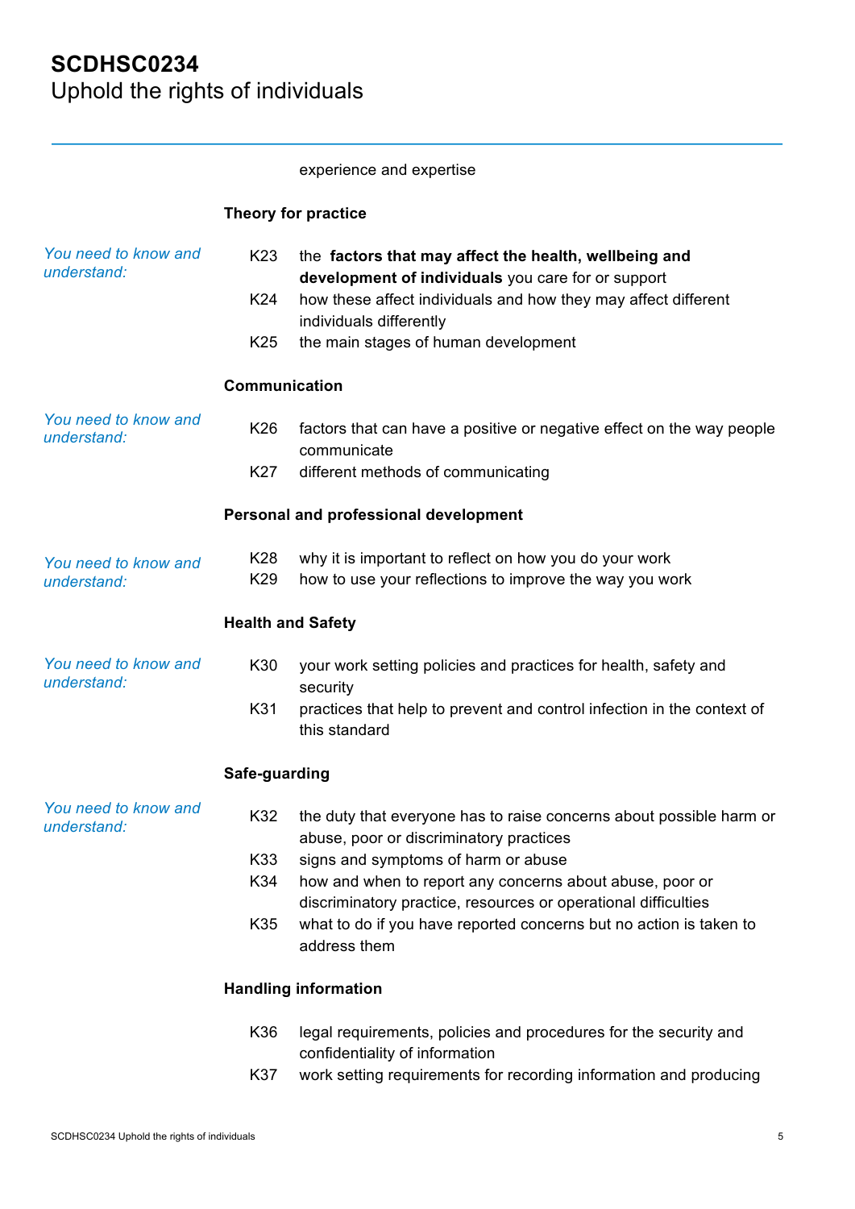experience and expertise

**Theory for practice**

*You need to know and understand:*

K23 the **factors that may affect the health, wellbeing and development of individuals** you care for or support

K24 how these affect individuals and how they may affect different individuals differently

K25 the main stages of human development

**Communication**

*You need to know and understand:*

K26 factors that can have a positive or negative effect on the way people communicate

K27 different methods of communicating

**Personal and professional development**

*You need to know and understand:*

K28 why it is important to reflect on how you do your work

K29 how to use your reflections to improve the way you work

**Health and Safety**

*You need to know and understand:*

K30 your work setting policies and practices for health, safety and security

K31 practices that help to prevent and control infection in the context of this standard

**Safe-guarding**

*You need to know and understand:*

K32 the duty that everyone has to raise concerns about possible harm or abuse, poor or discriminatory practices

K33 signs and symptoms of harm or abuse

K34 how and when to report any concerns about abuse, poor or discriminatory practice, resources or operational difficulties

K35 what to do if you have reported concerns but no action is taken to address them

**Handling information**

K36 legal requirements, policies and procedures for the security and confidentiality of information

K37 work setting requirements for recording information and producing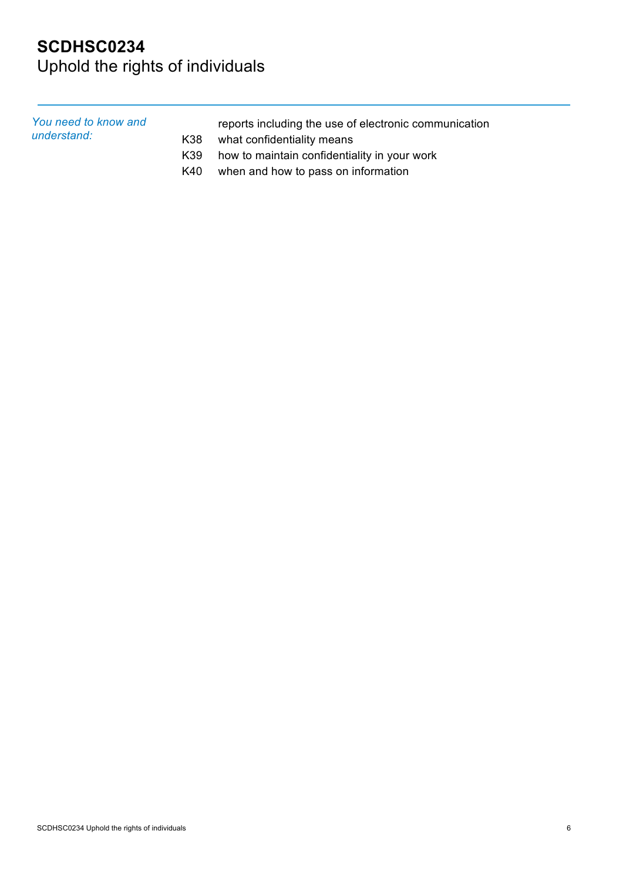# SCDHSC0234
Uphold the rights of individuals

*You need to know and understand:*

reports including the use of electronic communication

K38 what confidentiality means

K39 how to maintain confidentiality in your work

K40 when and how to pass on information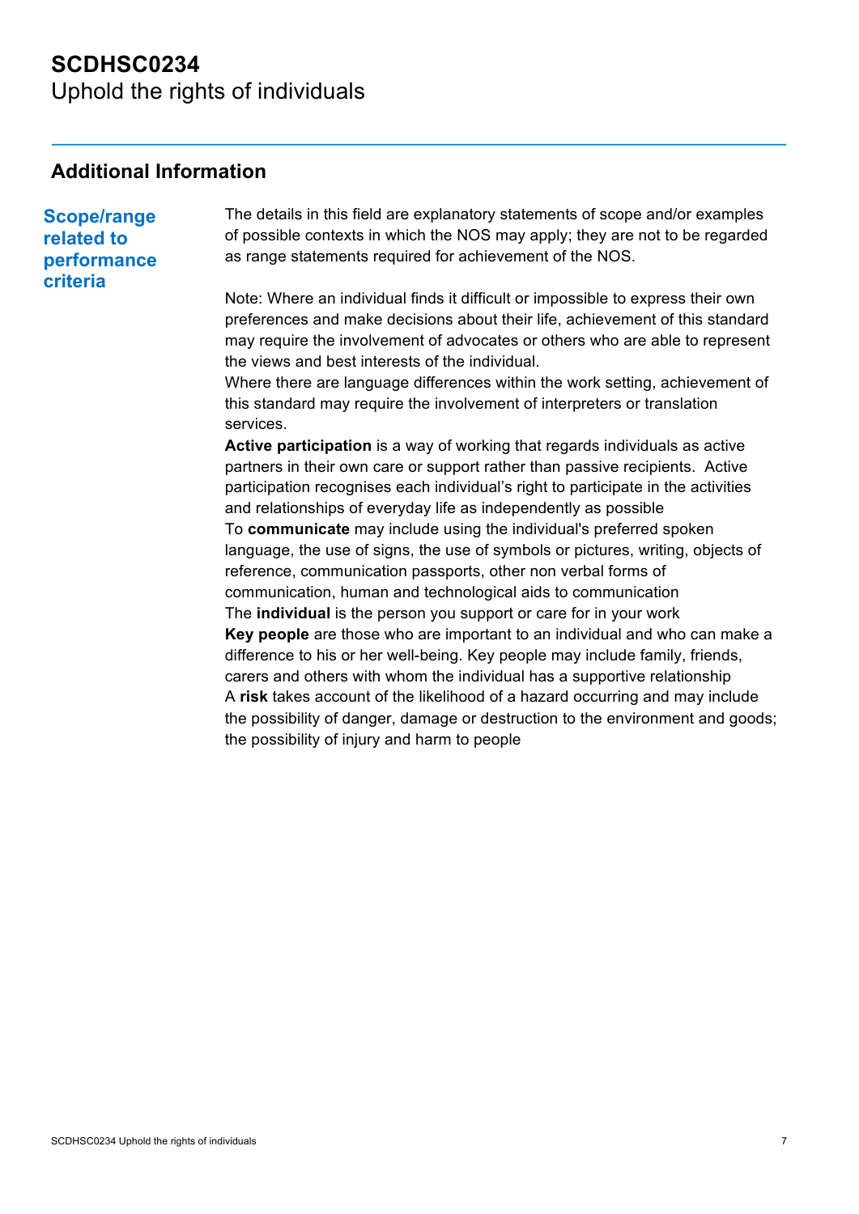# SCDHSC0234
Uphold the rights of individuals

## Additional Information

**Scope/range related to performance criteria**

The details in this field are explanatory statements of scope and/or examples of possible contexts in which the NOS may apply; they are not to be regarded as range statements required for achievement of the NOS.

Note: Where an individual finds it difficult or impossible to express their own preferences and make decisions about their life, achievement of this standard may require the involvement of advocates or others who are able to represent the views and best interests of the individual.
Where there are language differences within the work setting, achievement of this standard may require the involvement of interpreters or translation services.

**Active participation** is a way of working that regards individuals as active partners in their own care or support rather than passive recipients. Active participation recognises each individual's right to participate in the activities and relationships of everyday life as independently as possible

To **communicate** may include using the individual's preferred spoken language, the use of signs, the use of symbols or pictures, writing, objects of reference, communication passports, other non verbal forms of communication, human and technological aids to communication

The **individual** is the person you support or care for in your work

**Key people** are those who are important to an individual and who can make a difference to his or her well-being. Key people may include family, friends, carers and others with whom the individual has a supportive relationship

A **risk** takes account of the likelihood of a hazard occurring and may include the possibility of danger, damage or destruction to the environment and goods; the possibility of injury and harm to people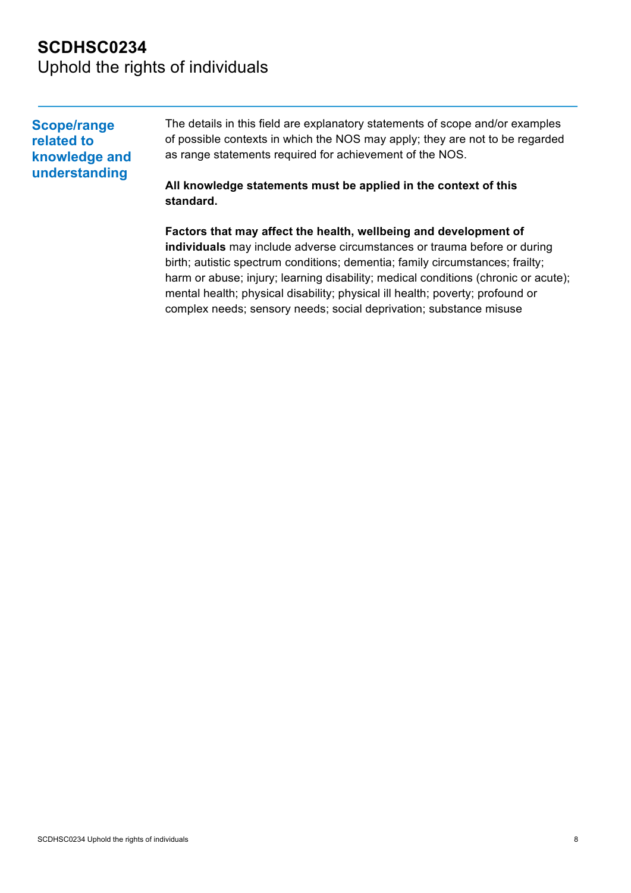# SCDHSC0234
Uphold the rights of individuals

## Scope/range related to knowledge and understanding

The details in this field are explanatory statements of scope and/or examples of possible contexts in which the NOS may apply; they are not to be regarded as range statements required for achievement of the NOS.

**All knowledge statements must be applied in the context of this standard.**

**Factors that may affect the health, wellbeing and development of individuals** may include adverse circumstances or trauma before or during birth; autistic spectrum conditions; dementia; family circumstances; frailty; harm or abuse; injury; learning disability; medical conditions (chronic or acute); mental health; physical disability; physical ill health; poverty; profound or complex needs; sensory needs; social deprivation; substance misuse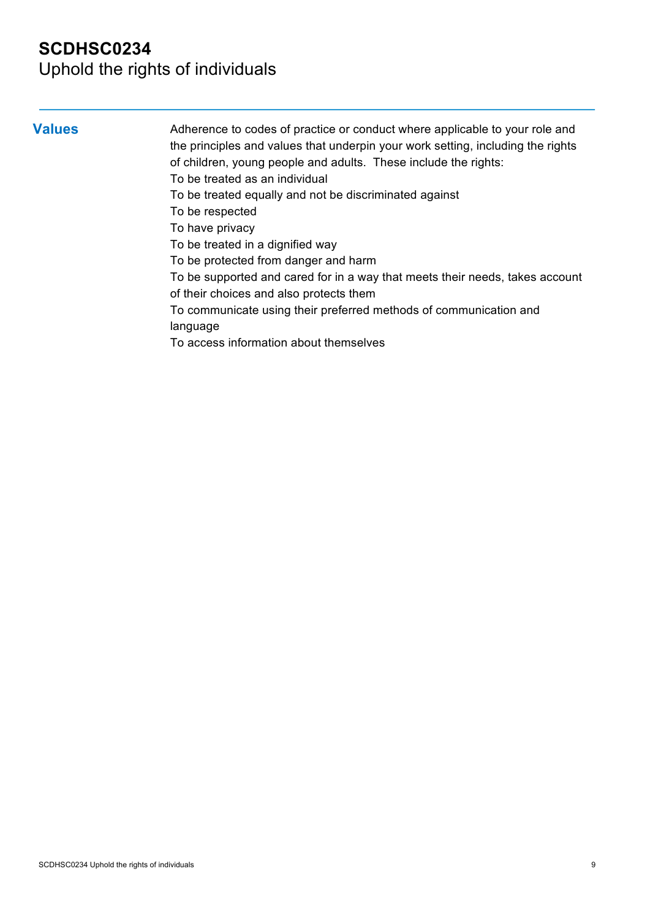# SCDHSC0234
Uphold the rights of individuals

## Values

Adherence to codes of practice or conduct where applicable to your role and the principles and values that underpin your work setting, including the rights of children, young people and adults. These include the rights:

To be treated as an individual
To be treated equally and not be discriminated against
To be respected
To have privacy
To be treated in a dignified way
To be protected from danger and harm
To be supported and cared for in a way that meets their needs, takes account of their choices and also protects them
To communicate using their preferred methods of communication and language
To access information about themselves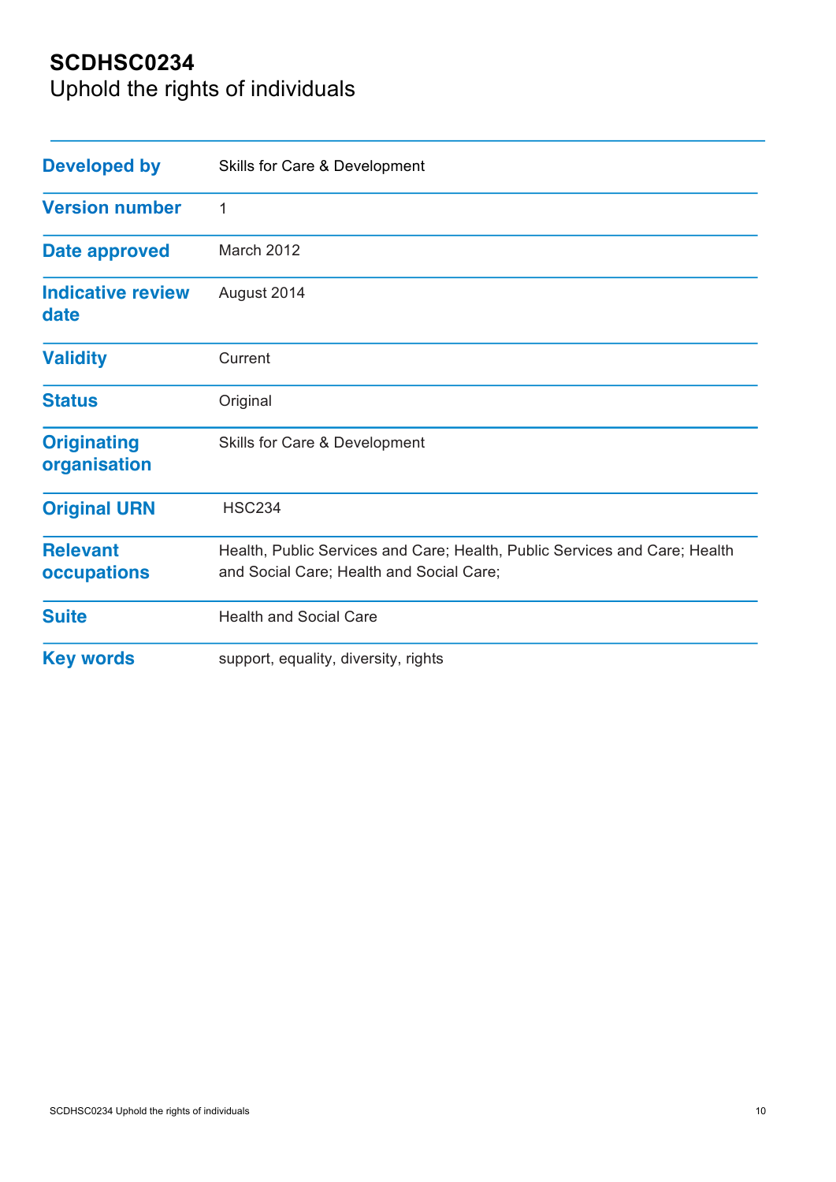# SCDHSC0234
Uphold the rights of individuals

| | |
|---|---|
| **Developed by** | Skills for Care & Development |
| **Version number** | 1 |
| **Date approved** | March 2012 |
| **Indicative review date** | August 2014 |
| **Validity** | Current |
| **Status** | Original |
| **Originating organisation** | Skills for Care & Development |
| **Original URN** | HSC234 |
| **Relevant occupations** | Health, Public Services and Care; Health, Public Services and Care; Health and Social Care; Health and Social Care; |
| **Suite** | Health and Social Care |
| **Key words** | support, equality, diversity, rights |